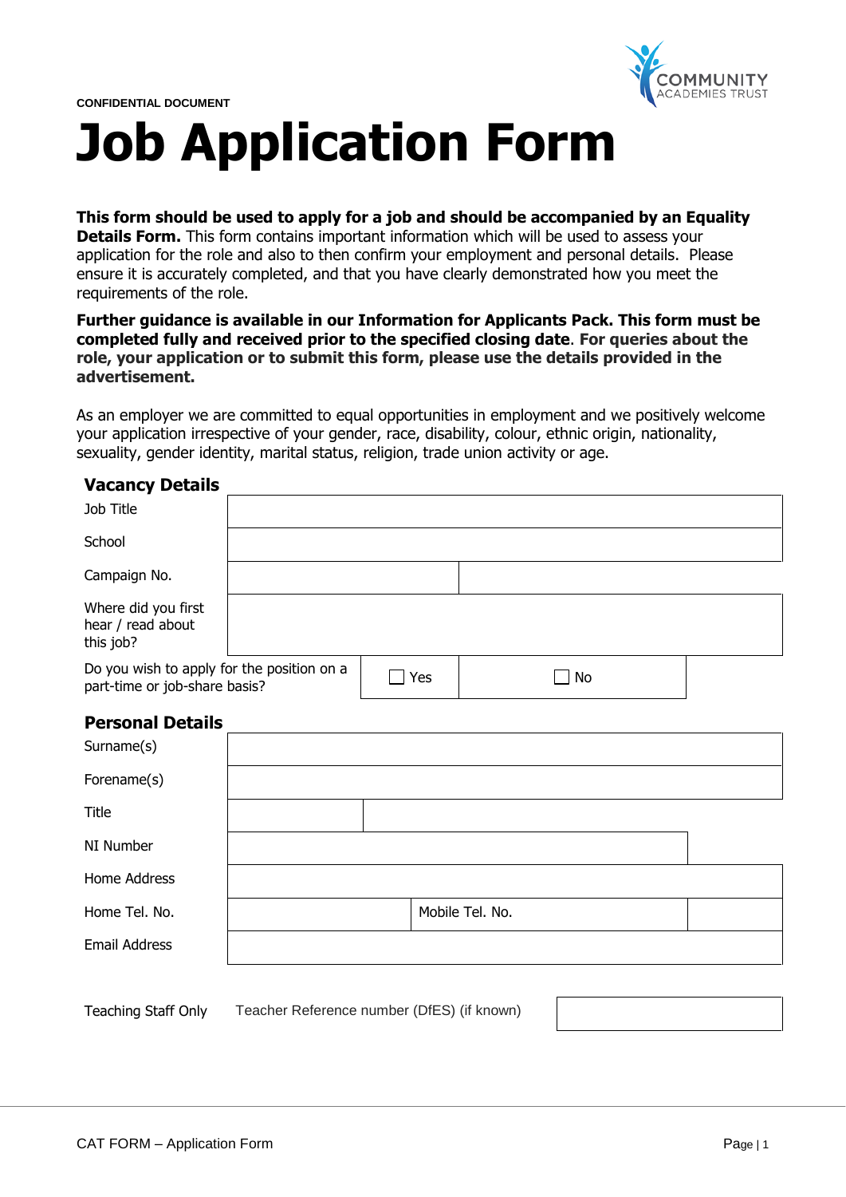CONFIDENTIAL DOCUMENT

COMMUNITY ACADEMIES TRUST

# Job Application Form

**This form should be used to apply for a job and should be accompanied by an Equality Details Form.** This form contains important information which will be used to assess your application for the role and also to then confirm your employment and personal details. Please ensure it is accurately completed, and that you have clearly demonstrated how you meet the requirements of the role.

**Further guidance is available in our Information for Applicants Pack. This form must be completed fully and received prior to the specified closing date. For queries about the role, your application or to submit this form, please use the details provided in the advertisement.**

As an employer we are committed to equal opportunities in employment and we positively welcome your application irrespective of your gender, race, disability, colour, ethnic origin, nationality, sexuality, gender identity, marital status, religion, trade union activity or age.

## Vacancy Details

| | |
|---|---|
| Job Title | |
| School | |
| Campaign No. | |
| Where did you first hear / read about this job? | |
| Do you wish to apply for the position on a part-time or job-share basis? | ☐ Yes ☐ No |

## Personal Details

| | | | |
|---|---|---|---|
| Surname(s) | | | |
| Forename(s) | | | |
| Title | | | |
| NI Number | | | |
| Home Address | | | |
| Home Tel. No. | | Mobile Tel. No. | |
| Email Address | | | |

| | | |
|---|---|---|
| Teaching Staff Only | Teacher Reference number (DfES) (if known) | |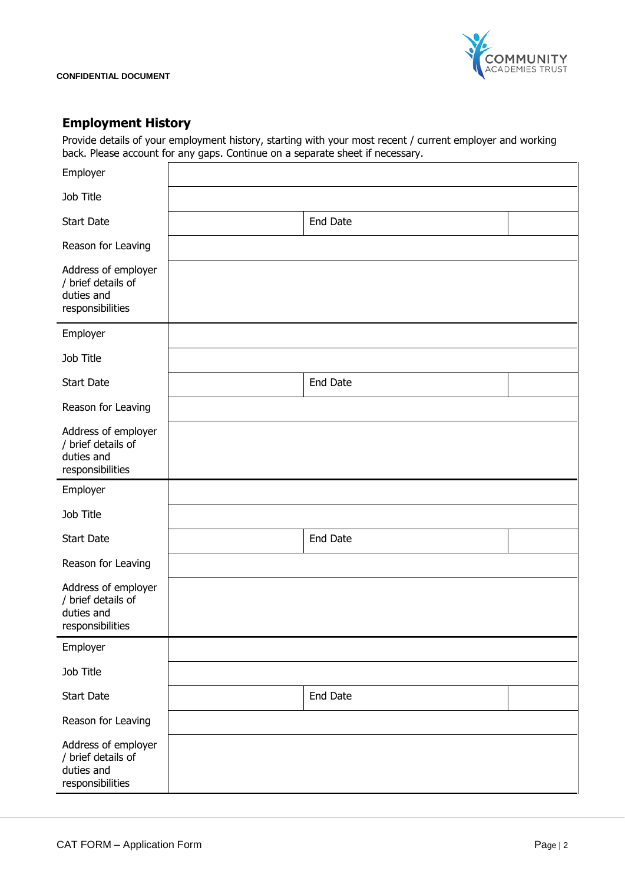CONFIDENTIAL DOCUMENT

## Employment History

Provide details of your employment history, starting with your most recent / current employer and working back. Please account for any gaps. Continue on a separate sheet if necessary.

| | | | |
|---|---|---|---|
| Employer | | | |
| Job Title | | | |
| Start Date | | End Date | |
| Reason for Leaving | | | |
| Address of employer / brief details of duties and responsibilities | | | |
| Employer | | | |
| Job Title | | | |
| Start Date | | End Date | |
| Reason for Leaving | | | |
| Address of employer / brief details of duties and responsibilities | | | |
| Employer | | | |
| Job Title | | | |
| Start Date | | End Date | |
| Reason for Leaving | | | |
| Address of employer / brief details of duties and responsibilities | | | |
| Employer | | | |
| Job Title | | | |
| Start Date | | End Date | |
| Reason for Leaving | | | |
| Address of employer / brief details of duties and responsibilities | | | |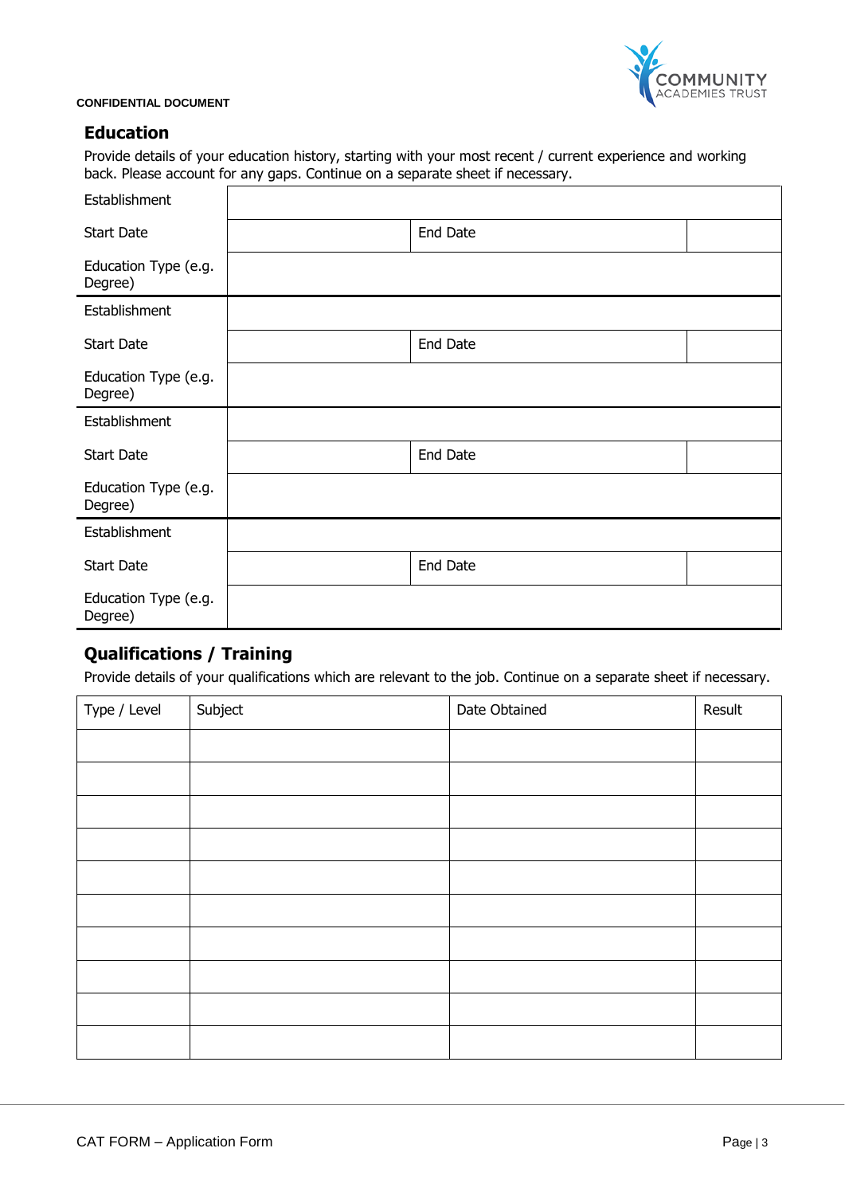CONFIDENTIAL DOCUMENT

## Education

Provide details of your education history, starting with your most recent / current experience and working back. Please account for any gaps. Continue on a separate sheet if necessary.

| Establishment | | | |
|---|---|---|---|
| Start Date | | End Date | |
| Education Type (e.g. Degree) | | | |
| Establishment | | | |
| Start Date | | End Date | |
| Education Type (e.g. Degree) | | | |
| Establishment | | | |
| Start Date | | End Date | |
| Education Type (e.g. Degree) | | | |
| Establishment | | | |
| Start Date | | End Date | |
| Education Type (e.g. Degree) | | | |

## Qualifications / Training

Provide details of your qualifications which are relevant to the job. Continue on a separate sheet if necessary.

| Type / Level | Subject | Date Obtained | Result |
|---|---|---|---|
| | | | |
| | | | |
| | | | |
| | | | |
| | | | |
| | | | |
| | | | |
| | | | |
| | | | |
| | | | |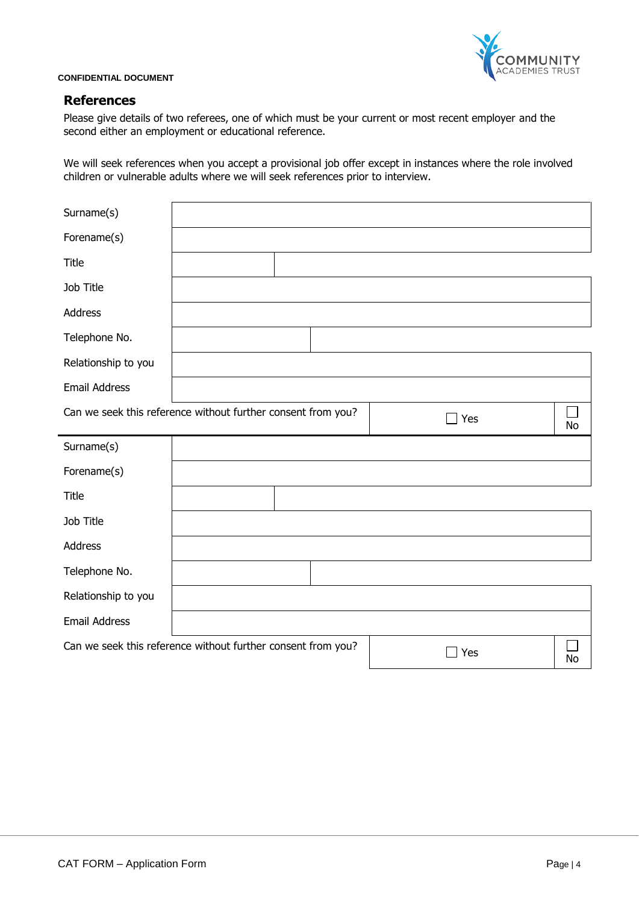CONFIDENTIAL DOCUMENT

## References

Please give details of two referees, one of which must be your current or most recent employer and the second either an employment or educational reference.

We will seek references when you accept a provisional job offer except in instances where the role involved children or vulnerable adults where we will seek references prior to interview.

| | | |
|---|---|---|
| Surname(s) | | |
| Forename(s) | | |
| Title | | |
| Job Title | | |
| Address | | |
| Telephone No. | | |
| Relationship to you | | |
| Email Address | | |
| Can we seek this reference without further consent from you? | ☐ Yes | ☐ No |

| | | |
|---|---|---|
| Surname(s) | | |
| Forename(s) | | |
| Title | | |
| Job Title | | |
| Address | | |
| Telephone No. | | |
| Relationship to you | | |
| Email Address | | |
| Can we seek this reference without further consent from you? | ☐ Yes | ☐ No |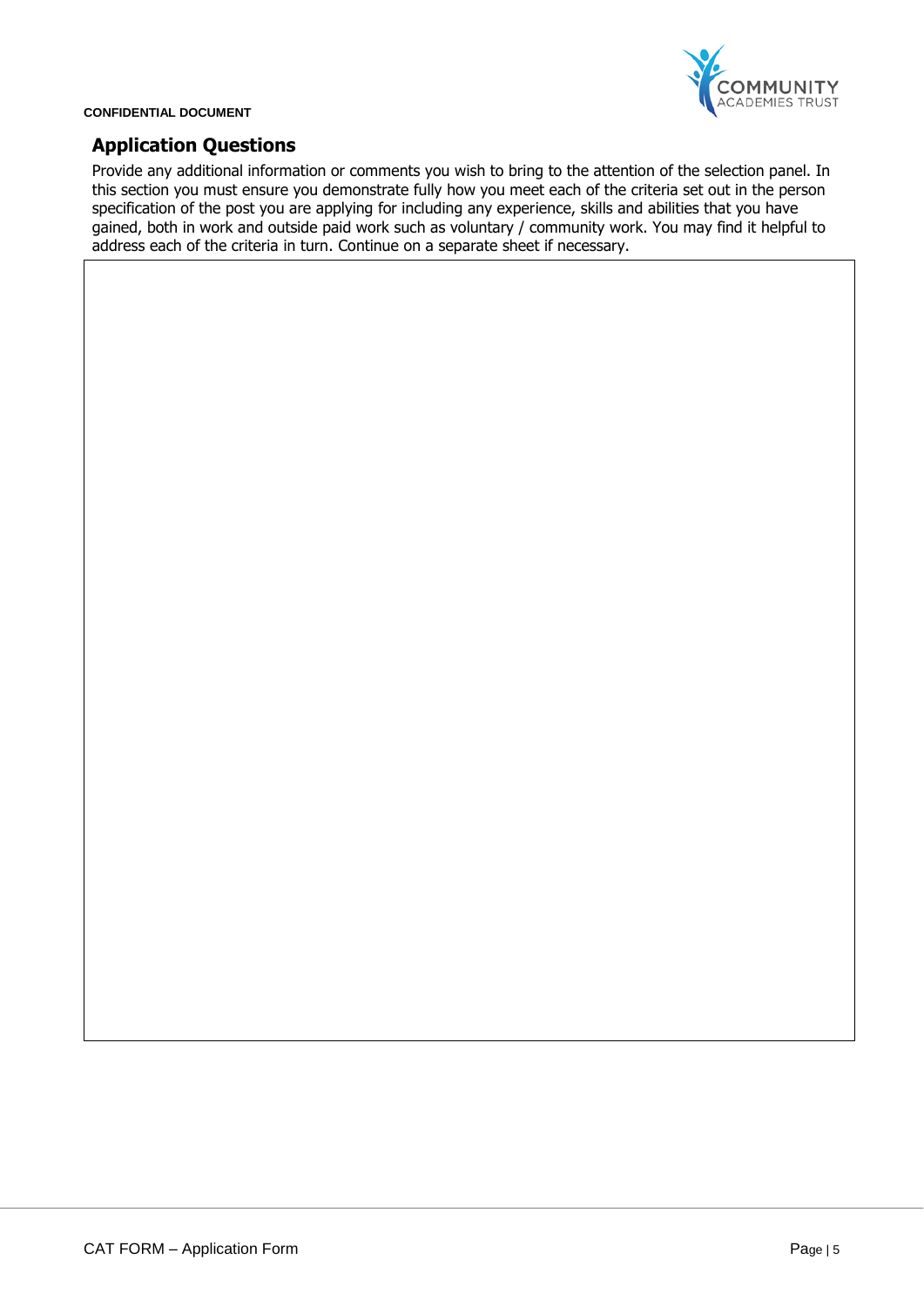CONFIDENTIAL DOCUMENT

## Application Questions

Provide any additional information or comments you wish to bring to the attention of the selection panel. In this section you must ensure you demonstrate fully how you meet each of the criteria set out in the person specification of the post you are applying for including any experience, skills and abilities that you have gained, both in work and outside paid work such as voluntary / community work. You may find it helpful to address each of the criteria in turn. Continue on a separate sheet if necessary.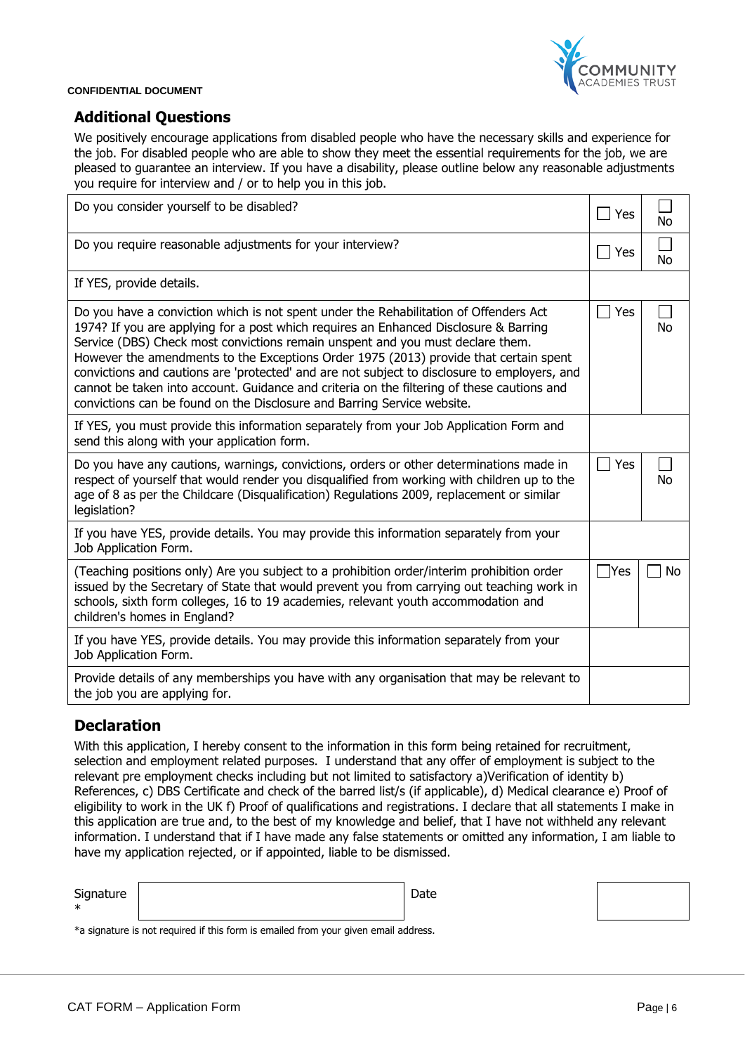CONFIDENTIAL DOCUMENT

## Additional Questions

We positively encourage applications from disabled people who have the necessary skills and experience for the job. For disabled people who are able to show they meet the essential requirements for the job, we are pleased to guarantee an interview. If you have a disability, please outline below any reasonable adjustments you require for interview and / or to help you in this job.

| | | |
|---|---|---|
| Do you consider yourself to be disabled? | ☐ Yes | ☐ No |
| Do you require reasonable adjustments for your interview? | ☐ Yes | ☐ No |
| If YES, provide details. | | |
| Do you have a conviction which is not spent under the Rehabilitation of Offenders Act 1974? If you are applying for a post which requires an Enhanced Disclosure & Barring Service (DBS) Check most convictions remain unspent and you must declare them. However the amendments to the Exceptions Order 1975 (2013) provide that certain spent convictions and cautions are 'protected' and are not subject to disclosure to employers, and cannot be taken into account. Guidance and criteria on the filtering of these cautions and convictions can be found on the Disclosure and Barring Service website. | ☐ Yes | ☐ No |
| If YES, you must provide this information separately from your Job Application Form and send this along with your application form. | | |
| Do you have any cautions, warnings, convictions, orders or other determinations made in respect of yourself that would render you disqualified from working with children up to the age of 8 as per the Childcare (Disqualification) Regulations 2009, replacement or similar legislation? | ☐ Yes | ☐ No |
| If you have YES, provide details. You may provide this information separately from your Job Application Form. | | |
| (Teaching positions only) Are you subject to a prohibition order/interim prohibition order issued by the Secretary of State that would prevent you from carrying out teaching work in schools, sixth form colleges, 16 to 19 academies, relevant youth accommodation and children's homes in England? | ☐ Yes | ☐ No |
| If you have YES, provide details. You may provide this information separately from your Job Application Form. | | |
| Provide details of any memberships you have with any organisation that may be relevant to the job you are applying for. | | |

## Declaration

With this application, I hereby consent to the information in this form being retained for recruitment, selection and employment related purposes. I understand that any offer of employment is subject to the relevant pre employment checks including but not limited to satisfactory a)Verification of identity b) References, c) DBS Certificate and check of the barred list/s (if applicable), d) Medical clearance e) Proof of eligibility to work in the UK f) Proof of qualifications and registrations. I declare that all statements I make in this application are true and, to the best of my knowledge and belief, that I have not withheld any relevant information. I understand that if I have made any false statements or omitted any information, I am liable to have my application rejected, or if appointed, liable to be dismissed.

| | | | |
|---|---|---|---|
| Signature * | | Date | |

*a signature is not required if this form is emailed from your given email address.